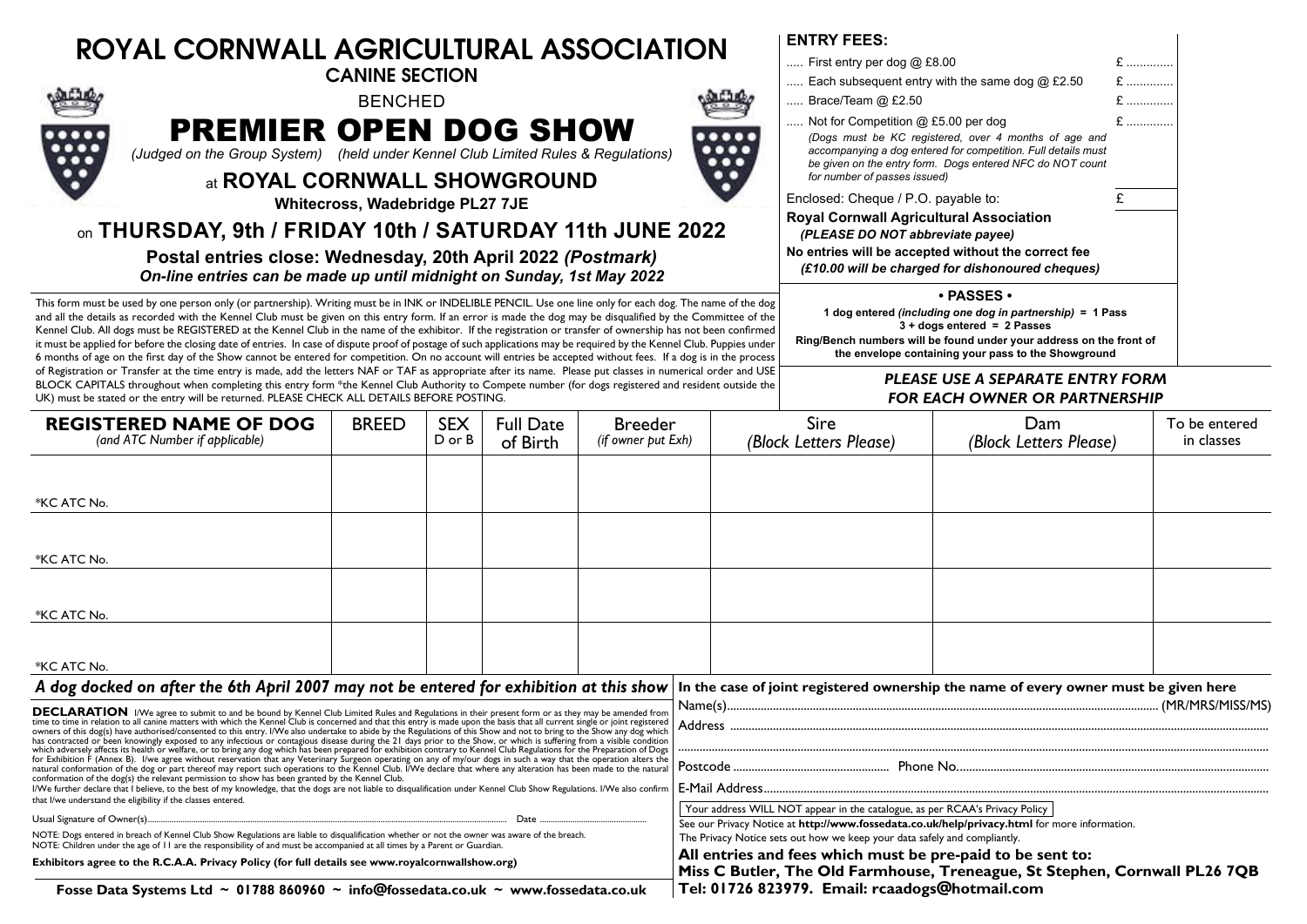# ROYAL CORNWALL AGRICULTURAL ASSOCIATION

## CANINE SECTION

BENCHED

# PREMIER OPEN DOG SHOW

*(Judged on the Group System)* *(held under Kennel Club Limited Rules & Regulations)*

at **ROYAL CORNWALL SHOWGROUND**

**Whitecross, Wadebridge PL27 7JE**

on **THURSDAY, 9th / FRIDAY 10th / SATURDAY 11th JUNE 2022**

**Postal entries close: Wednesday, 20th April 2022** ***(Postmark)***

***On-line entries can be made up until midnight on Sunday, 1st May 2022***

This form must be used by one person only (or partnership). Writing must be in INK or INDELIBLE PENCIL. Use one line only for each dog. The name of the dog and all the details as recorded with the Kennel Club must be given on this entry form. If an error is made the dog may be disqualified by the Committee of the Kennel Club. All dogs must be REGISTERED at the Kennel Club in the name of the exhibitor. If the registration or transfer of ownership has not been confirmed it must be applied for before the closing date of entries. In case of dispute proof of postage of such applications may be required by the Kennel Club. Puppies under 6 months of age on the first day of the Show cannot be entered for competition. On no account will entries be accepted without fees. If a dog is in the process of Registration or Transfer at the time entry is made, add the letters NAF or TAF as appropriate after its name. Please put classes in numerical order and USE BLOCK CAPITALS throughout when completing this entry form *the Kennel Club Authority to Compete number (for dogs registered and resident outside the UK) must be stated or the entry will be returned. PLEASE CHECK ALL DETAILS BEFORE POSTING.

## ENTRY FEES:

| | |
|---|---|
| ..... First entry per dog @ £8.00 | £ ............. |
| ..... Each subsequent entry with the same dog @ £2.50 | £ ............. |
| ..... Brace/Team @ £2.50 | £ ............. |
| ..... Not for Competition @ £5.00 per dog | £ ............. |

*(Dogs must be KC registered, over 4 months of age and accompanying a dog entered for competition. Full details must be given on the entry form. Dogs entered NFC do NOT count for number of passes issued)*

Enclosed: Cheque / P.O. payable to: £

**Royal Cornwall Agricultural Association**
***(PLEASE DO NOT abbreviate payee)***

**No entries will be accepted without the correct fee**
***(£10.00 will be charged for dishonoured cheques)***

**• PASSES •**

**1 dog entered** ***(including one dog in partnership)*** **= 1 Pass**
**3 + dogs entered = 2 Passes**

**Ring/Bench numbers will be found under your address on the front of the envelope containing your pass to the Showground**

***PLEASE USE A SEPARATE ENTRY FORM FOR EACH OWNER OR PARTNERSHIP***

| **REGISTERED NAME OF DOG** *(and ATC Number if applicable)* | BREED | SEX D or B | Full Date of Birth | Breeder *(if owner put Exh)* | Sire *(Block Letters Please)* | Dam *(Block Letters Please)* | To be entered in classes |
|---|---|---|---|---|---|---|---|
| *KC ATC No. | | | | | | | |
| *KC ATC No. | | | | | | | |
| *KC ATC No. | | | | | | | |
| *KC ATC No. | | | | | | | |

***A dog docked on after the 6th April 2007 may not be entered for exhibition at this show***

**DECLARATION** I/We agree to submit to and be bound by Kennel Club Limited Rules and Regulations in their present form or as they may be amended from time to time in relation to all canine matters with which the Kennel Club is concerned and that this entry is made upon the basis that all current single or joint registered owners of this dog(s) have authorised/consented to this entry. I/We also undertake to abide by the Regulations of this Show and not to bring to the Show any dog which has contracted or been knowingly exposed to any infectious or contagious disease during the 21 days prior to the Show, or which is suffering from a visible condition which adversely affects its health or welfare, or to bring any dog which has been prepared for exhibition contrary to Kennel Club Regulations for the Preparation of Dogs for Exhibition F (Annex B). I/we agree without reservation that any Veterinary Surgeon operating on any of my/our dogs in such a way that the operation alters the natural conformation of the dog or part thereof may report such operations to the Kennel Club. I/We declare that where any alteration has been made to the natural conformation of the dog(s) the relevant permission to show has been granted by the Kennel Club.
I/We further declare that I believe, to the best of my knowledge, that the dogs are not liable to disqualification under Kennel Club Show Regulations. I/We also confirm that I/we understand the eligibility if the classes entered.

Usual Signature of Owner(s)........................................................................ Date ...................................

NOTE: Dogs entered in breach of Kennel Club Show Regulations are liable to disqualification whether or not the owner was aware of the breach.
NOTE: Children under the age of 11 are the responsibility of and must be accompanied at all times by a Parent or Guardian.

**Exhibitors agree to the R.C.A.A. Privacy Policy (for full details see www.royalcornwallshow.org)**

**Fosse Data Systems Ltd ~ 01788 860960 ~ info@fossedata.co.uk ~ www.fossedata.co.uk**

**In the case of joint registered ownership the name of every owner must be given here**

Name(s)............................................................................................ (MR/MRS/MISS/MS)

Address ............................................................................................

............................................................................................

Postcode .......................................... Phone No. ..........................................

E-Mail Address............................................................................................

Your address WILL NOT appear in the catalogue, as per RCAA's Privacy Policy

See our Privacy Notice at **http://www.fossedata.co.uk/help/privacy.html** for more information.
The Privacy Notice sets out how we keep your data safely and compliantly.

**All entries and fees which must be pre-paid to be sent to:**
**Miss C Butler, The Old Farmhouse, Treneague, St Stephen, Cornwall PL26 7QB**
**Tel: 01726 823979. Email: rcaadogs@hotmail.com**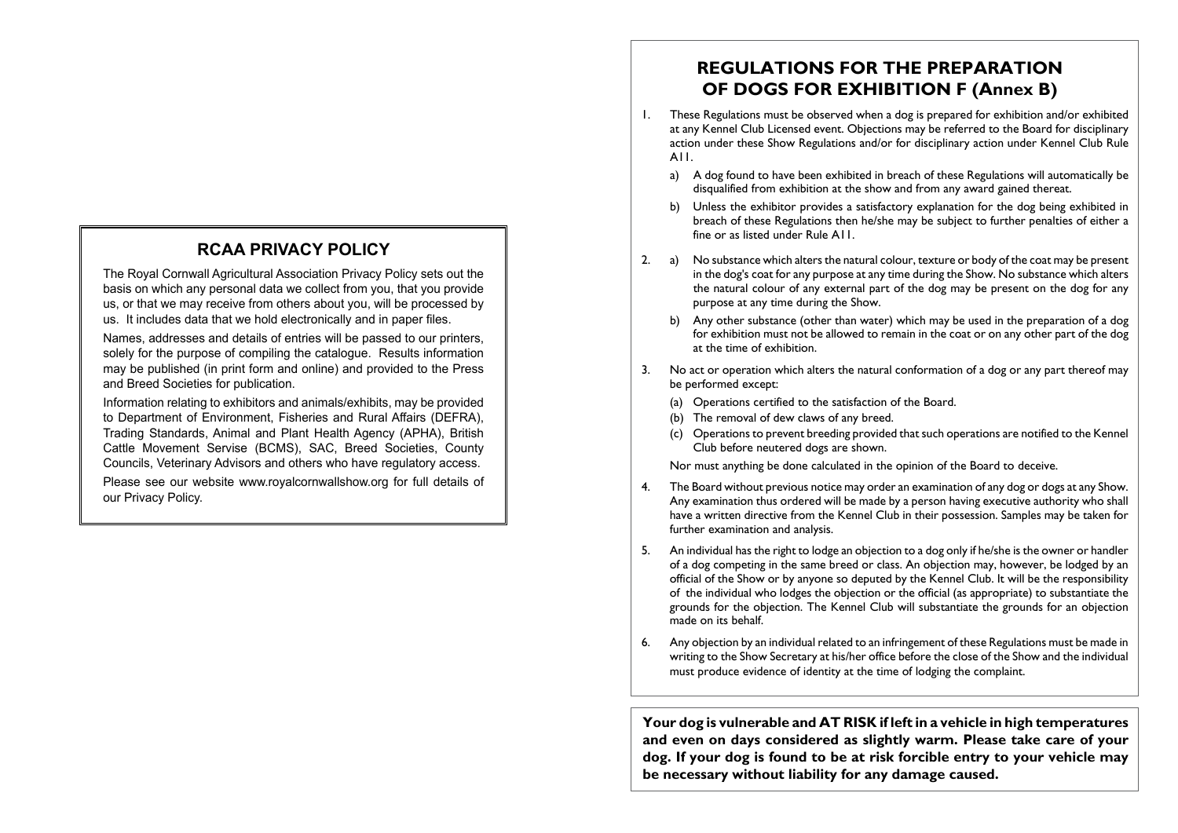## RCAA PRIVACY POLICY

The Royal Cornwall Agricultural Association Privacy Policy sets out the basis on which any personal data we collect from you, that you provide us, or that we may receive from others about you, will be processed by us. It includes data that we hold electronically and in paper files.

Names, addresses and details of entries will be passed to our printers, solely for the purpose of compiling the catalogue. Results information may be published (in print form and online) and provided to the Press and Breed Societies for publication.

Information relating to exhibitors and animals/exhibits, may be provided to Department of Environment, Fisheries and Rural Affairs (DEFRA), Trading Standards, Animal and Plant Health Agency (APHA), British Cattle Movement Servise (BCMS), SAC, Breed Societies, County Councils, Veterinary Advisors and others who have regulatory access.

Please see our website www.royalcornwallshow.org for full details of our Privacy Policy.

## REGULATIONS FOR THE PREPARATION OF DOGS FOR EXHIBITION F (Annex B)

1. These Regulations must be observed when a dog is prepared for exhibition and/or exhibited at any Kennel Club Licensed event. Objections may be referred to the Board for disciplinary action under these Show Regulations and/or for disciplinary action under Kennel Club Rule A11.
   a) A dog found to have been exhibited in breach of these Regulations will automatically be disqualified from exhibition at the show and from any award gained thereat.
   b) Unless the exhibitor provides a satisfactory explanation for the dog being exhibited in breach of these Regulations then he/she may be subject to further penalties of either a fine or as listed under Rule A11.
2. a) No substance which alters the natural colour, texture or body of the coat may be present in the dog's coat for any purpose at any time during the Show. No substance which alters the natural colour of any external part of the dog may be present on the dog for any purpose at any time during the Show.
   b) Any other substance (other than water) which may be used in the preparation of a dog for exhibition must not be allowed to remain in the coat or on any other part of the dog at the time of exhibition.
3. No act or operation which alters the natural conformation of a dog or any part thereof may be performed except:
   (a) Operations certified to the satisfaction of the Board.
   (b) The removal of dew claws of any breed.
   (c) Operations to prevent breeding provided that such operations are notified to the Kennel Club before neutered dogs are shown.

   Nor must anything be done calculated in the opinion of the Board to deceive.
4. The Board without previous notice may order an examination of any dog or dogs at any Show. Any examination thus ordered will be made by a person having executive authority who shall have a written directive from the Kennel Club in their possession. Samples may be taken for further examination and analysis.
5. An individual has the right to lodge an objection to a dog only if he/she is the owner or handler of a dog competing in the same breed or class. An objection may, however, be lodged by an official of the Show or by anyone so deputed by the Kennel Club. It will be the responsibility of the individual who lodges the objection or the official (as appropriate) to substantiate the grounds for the objection. The Kennel Club will substantiate the grounds for an objection made on its behalf.
6. Any objection by an individual related to an infringement of these Regulations must be made in writing to the Show Secretary at his/her office before the close of the Show and the individual must produce evidence of identity at the time of lodging the complaint.

**Your dog is vulnerable and AT RISK if left in a vehicle in high temperatures and even on days considered as slightly warm. Please take care of your dog. If your dog is found to be at risk forcible entry to your vehicle may be necessary without liability for any damage caused.**